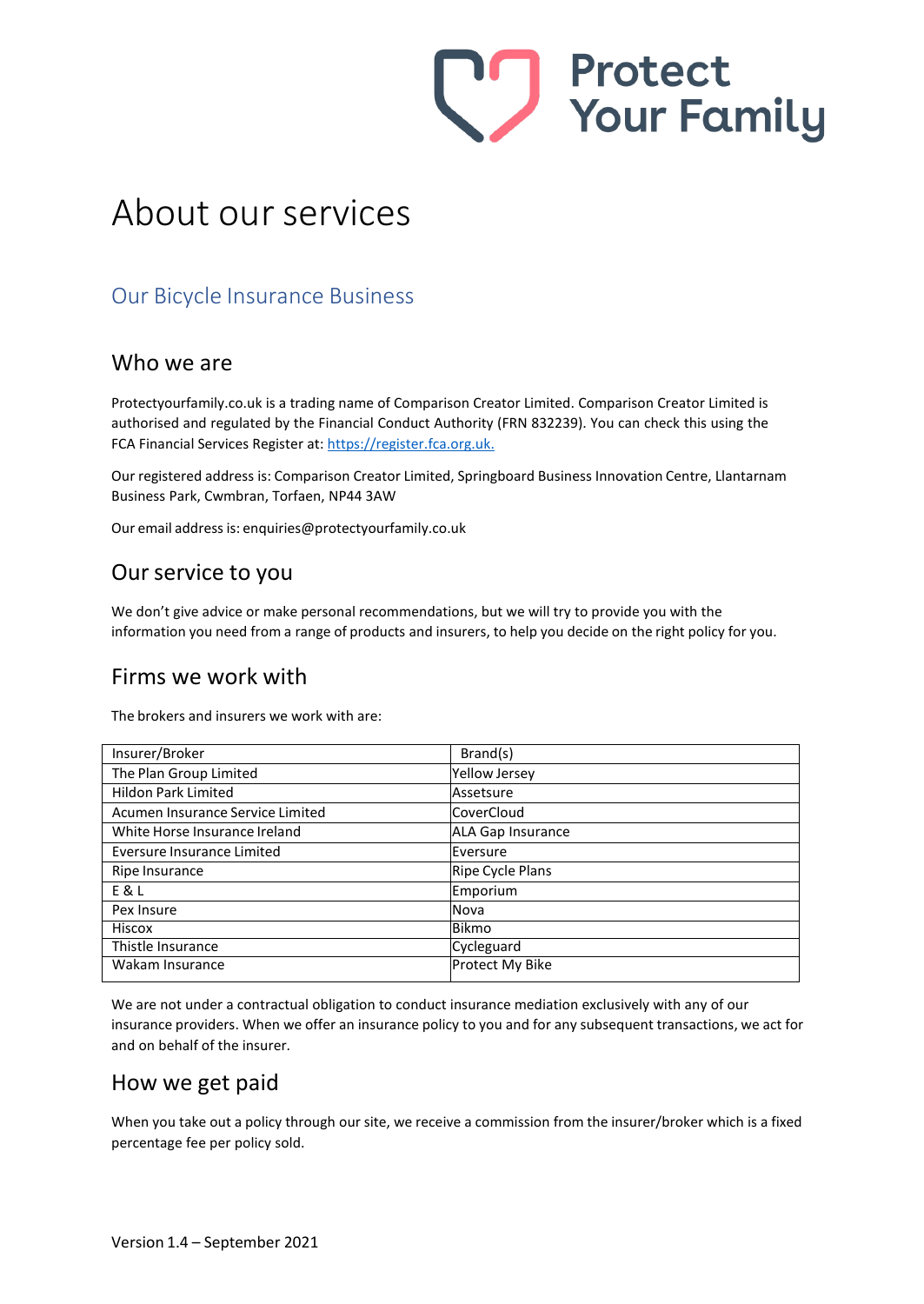# About our services

## Our Bicycle Insurance Business

### Who we are

Protectyourfamily.co.uk is a trading name of Comparison Creator Limited. Comparison Creator Limited is authorised and regulated by the Financial Conduct Authority (FRN 832239). You can check this using the FCA Financial Services Register at: https://register.fca.org.uk.

Our registered address is: Comparison Creator Limited, Springboard Business Innovation Centre, Llantarnam Business Park, Cwmbran, Torfaen, NP44 3AW

Our email address is: enquiries@protectyourfamily.co.uk

### Our service to you

We don't give advice or make personal recommendations, but we will try to provide you with the information you need from a range of products and insurers, to help you decide on the right policy for you.

### Firms we work with

The brokers and insurers we work with are:

| Insurer/Broker | Brand(s) |
| --- | --- |
| The Plan Group Limited | Yellow Jersey |
| Hildon Park Limited | Assetsure |
| Acumen Insurance Service Limited | CoverCloud |
| White Horse Insurance Ireland | ALA Gap Insurance |
| Eversure Insurance Limited | Eversure |
| Ripe Insurance | Ripe Cycle Plans |
| E & L | Emporium |
| Pex Insure | Nova |
| Hiscox | Bikmo |
| Thistle Insurance | Cycleguard |
| Wakam Insurance | Protect My Bike |

We are not under a contractual obligation to conduct insurance mediation exclusively with any of our insurance providers. When we offer an insurance policy to you and for any subsequent transactions, we act for and on behalf of the insurer.

### How we get paid

When you take out a policy through our site, we receive a commission from the insurer/broker which is a fixed percentage fee per policy sold.

Version 1.4 – September 2021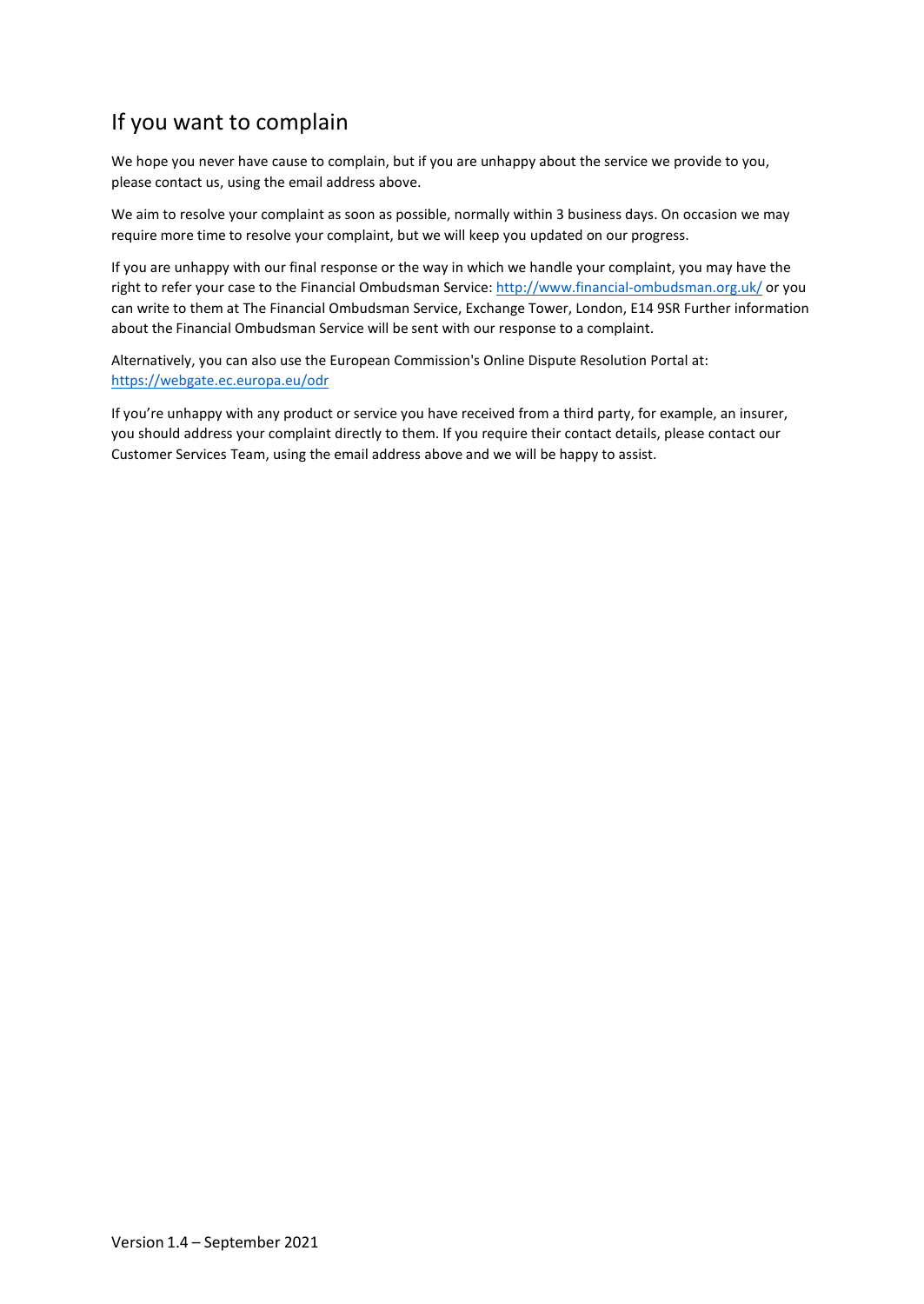# If you want to complain

We hope you never have cause to complain, but if you are unhappy about the service we provide to you, please contact us, using the email address above.

We aim to resolve your complaint as soon as possible, normally within 3 business days. On occasion we may require more time to resolve your complaint, but we will keep you updated on our progress.

If you are unhappy with our final response or the way in which we handle your complaint, you may have the right to refer your case to the Financial Ombudsman Service: http://www.financial-ombudsman.org.uk/ or you can write to them at The Financial Ombudsman Service, Exchange Tower, London, E14 9SR Further information about the Financial Ombudsman Service will be sent with our response to a complaint.

Alternatively, you can also use the European Commission's Online Dispute Resolution Portal at: https://webgate.ec.europa.eu/odr

If you're unhappy with any product or service you have received from a third party, for example, an insurer, you should address your complaint directly to them. If you require their contact details, please contact our Customer Services Team, using the email address above and we will be happy to assist.

Version 1.4 – September 2021